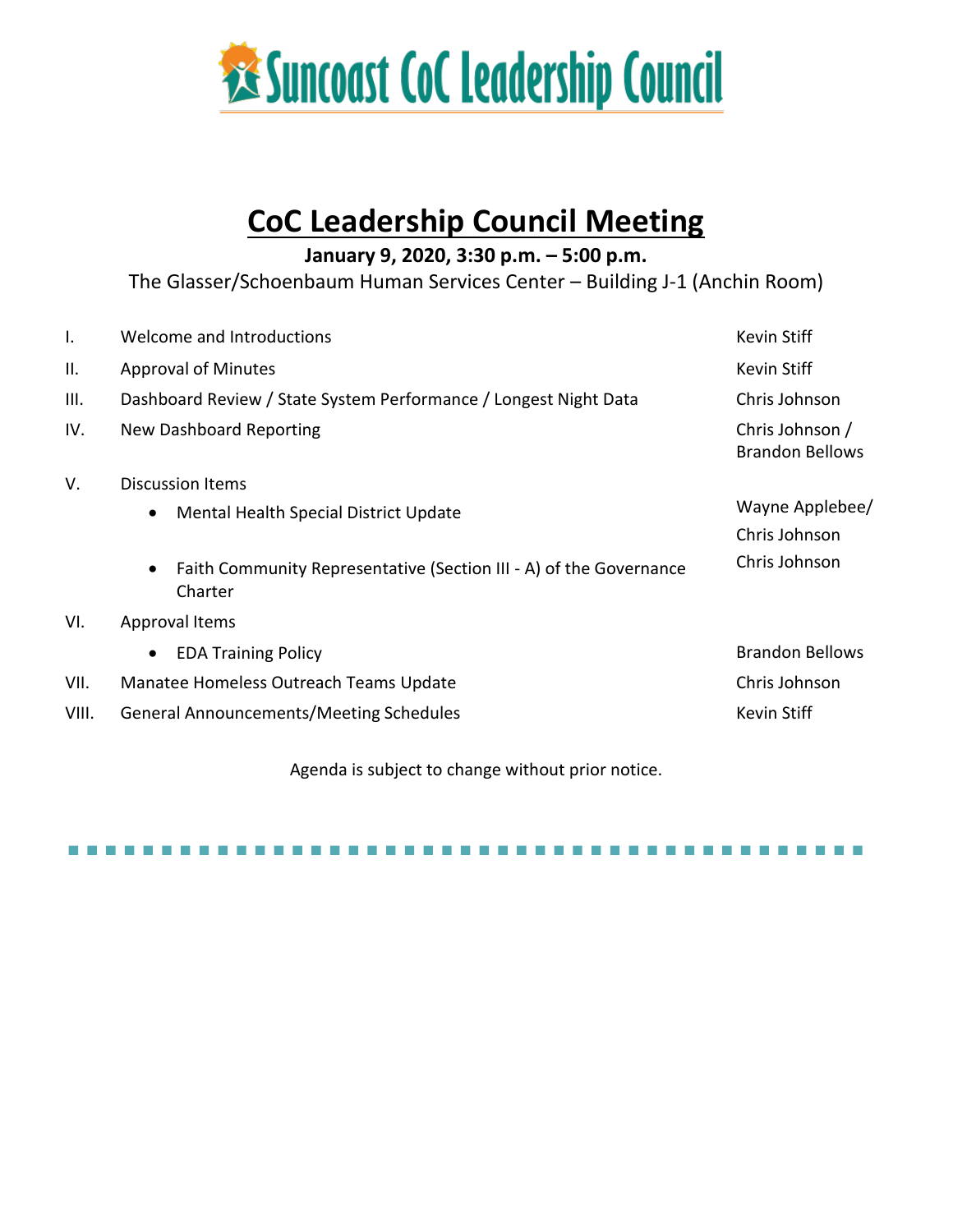# Suncoast CoC Leadership Council

## CoC Leadership Council Meeting

**January 9, 2020, 3:30 p.m. – 5:00 p.m.**

The Glasser/Schoenbaum Human Services Center – Building J-1 (Anchin Room)

| | | |
|---|---|---|
| I. | Welcome and Introductions | Kevin Stiff |
| II. | Approval of Minutes | Kevin Stiff |
| III. | Dashboard Review / State System Performance / Longest Night Data | Chris Johnson |
| IV. | New Dashboard Reporting | Chris Johnson / Brandon Bellows |
| V. | Discussion Items | |
| | • Mental Health Special District Update | Wayne Applebee/ Chris Johnson |
| | • Faith Community Representative (Section III - A) of the Governance Charter | Chris Johnson |
| VI. | Approval Items | |
| | • EDA Training Policy | Brandon Bellows |
| VII. | Manatee Homeless Outreach Teams Update | Chris Johnson |
| VIII. | General Announcements/Meeting Schedules | Kevin Stiff |

Agenda is subject to change without prior notice.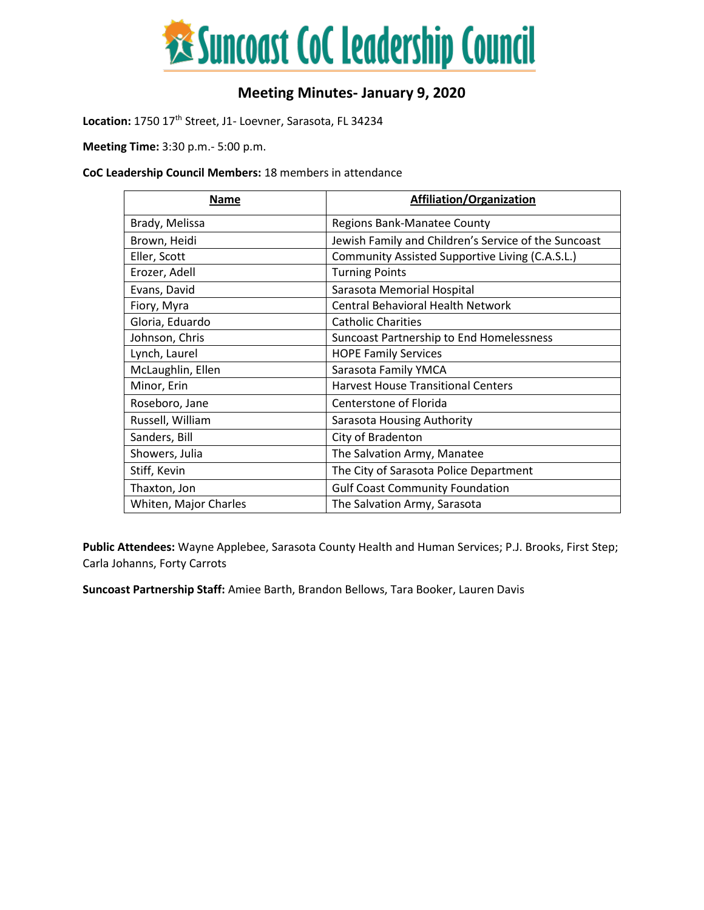# Suncoast CoC Leadership Council

## Meeting Minutes- January 9, 2020

**Location:** 1750 17th Street, J1- Loevner, Sarasota, FL 34234

**Meeting Time:** 3:30 p.m.- 5:00 p.m.

**CoC Leadership Council Members:** 18 members in attendance

| Name | Affiliation/Organization |
|---|---|
| Brady, Melissa | Regions Bank-Manatee County |
| Brown, Heidi | Jewish Family and Children's Service of the Suncoast |
| Eller, Scott | Community Assisted Supportive Living (C.A.S.L.) |
| Erozer, Adell | Turning Points |
| Evans, David | Sarasota Memorial Hospital |
| Fiory, Myra | Central Behavioral Health Network |
| Gloria, Eduardo | Catholic Charities |
| Johnson, Chris | Suncoast Partnership to End Homelessness |
| Lynch, Laurel | HOPE Family Services |
| McLaughlin, Ellen | Sarasota Family YMCA |
| Minor, Erin | Harvest House Transitional Centers |
| Roseboro, Jane | Centerstone of Florida |
| Russell, William | Sarasota Housing Authority |
| Sanders, Bill | City of Bradenton |
| Showers, Julia | The Salvation Army, Manatee |
| Stiff, Kevin | The City of Sarasota Police Department |
| Thaxton, Jon | Gulf Coast Community Foundation |
| Whiten, Major Charles | The Salvation Army, Sarasota |

**Public Attendees:** Wayne Applebee, Sarasota County Health and Human Services; P.J. Brooks, First Step; Carla Johanns, Forty Carrots

**Suncoast Partnership Staff:** Amiee Barth, Brandon Bellows, Tara Booker, Lauren Davis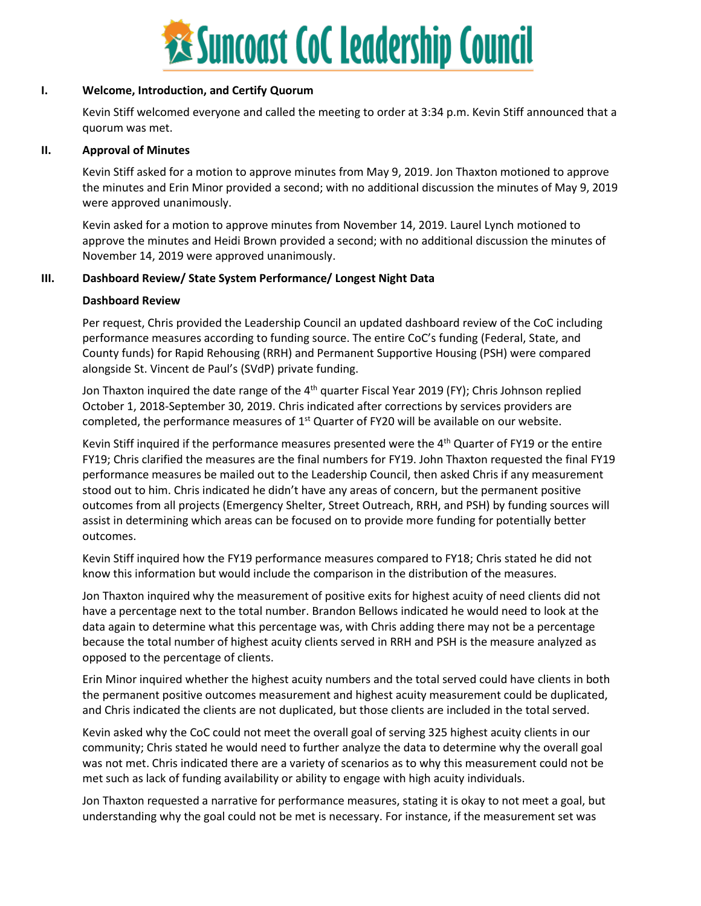# Suncoast CoC Leadership Council

## I. Welcome, Introduction, and Certify Quorum

Kevin Stiff welcomed everyone and called the meeting to order at 3:34 p.m. Kevin Stiff announced that a quorum was met.

## II. Approval of Minutes

Kevin Stiff asked for a motion to approve minutes from May 9, 2019. Jon Thaxton motioned to approve the minutes and Erin Minor provided a second; with no additional discussion the minutes of May 9, 2019 were approved unanimously.

Kevin asked for a motion to approve minutes from November 14, 2019. Laurel Lynch motioned to approve the minutes and Heidi Brown provided a second; with no additional discussion the minutes of November 14, 2019 were approved unanimously.

## III. Dashboard Review/ State System Performance/ Longest Night Data

### Dashboard Review

Per request, Chris provided the Leadership Council an updated dashboard review of the CoC including performance measures according to funding source. The entire CoC's funding (Federal, State, and County funds) for Rapid Rehousing (RRH) and Permanent Supportive Housing (PSH) were compared alongside St. Vincent de Paul's (SVdP) private funding.

Jon Thaxton inquired the date range of the 4th quarter Fiscal Year 2019 (FY); Chris Johnson replied October 1, 2018-September 30, 2019. Chris indicated after corrections by services providers are completed, the performance measures of 1st Quarter of FY20 will be available on our website.

Kevin Stiff inquired if the performance measures presented were the 4th Quarter of FY19 or the entire FY19; Chris clarified the measures are the final numbers for FY19. John Thaxton requested the final FY19 performance measures be mailed out to the Leadership Council, then asked Chris if any measurement stood out to him. Chris indicated he didn't have any areas of concern, but the permanent positive outcomes from all projects (Emergency Shelter, Street Outreach, RRH, and PSH) by funding sources will assist in determining which areas can be focused on to provide more funding for potentially better outcomes.

Kevin Stiff inquired how the FY19 performance measures compared to FY18; Chris stated he did not know this information but would include the comparison in the distribution of the measures.

Jon Thaxton inquired why the measurement of positive exits for highest acuity of need clients did not have a percentage next to the total number. Brandon Bellows indicated he would need to look at the data again to determine what this percentage was, with Chris adding there may not be a percentage because the total number of highest acuity clients served in RRH and PSH is the measure analyzed as opposed to the percentage of clients.

Erin Minor inquired whether the highest acuity numbers and the total served could have clients in both the permanent positive outcomes measurement and highest acuity measurement could be duplicated, and Chris indicated the clients are not duplicated, but those clients are included in the total served.

Kevin asked why the CoC could not meet the overall goal of serving 325 highest acuity clients in our community; Chris stated he would need to further analyze the data to determine why the overall goal was not met. Chris indicated there are a variety of scenarios as to why this measurement could not be met such as lack of funding availability or ability to engage with high acuity individuals.

Jon Thaxton requested a narrative for performance measures, stating it is okay to not meet a goal, but understanding why the goal could not be met is necessary. For instance, if the measurement set was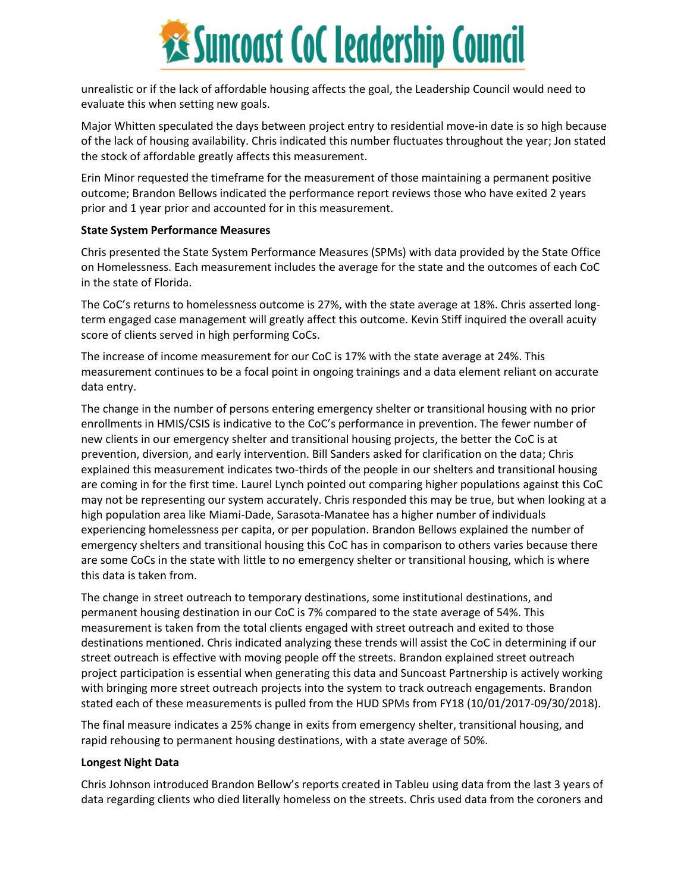unrealistic or if the lack of affordable housing affects the goal, the Leadership Council would need to evaluate this when setting new goals.

Major Whitten speculated the days between project entry to residential move-in date is so high because of the lack of housing availability. Chris indicated this number fluctuates throughout the year; Jon stated the stock of affordable greatly affects this measurement.

Erin Minor requested the timeframe for the measurement of those maintaining a permanent positive outcome; Brandon Bellows indicated the performance report reviews those who have exited 2 years prior and 1 year prior and accounted for in this measurement.

**State System Performance Measures**

Chris presented the State System Performance Measures (SPMs) with data provided by the State Office on Homelessness. Each measurement includes the average for the state and the outcomes of each CoC in the state of Florida.

The CoC's returns to homelessness outcome is 27%, with the state average at 18%. Chris asserted long-term engaged case management will greatly affect this outcome. Kevin Stiff inquired the overall acuity score of clients served in high performing CoCs.

The increase of income measurement for our CoC is 17% with the state average at 24%. This measurement continues to be a focal point in ongoing trainings and a data element reliant on accurate data entry.

The change in the number of persons entering emergency shelter or transitional housing with no prior enrollments in HMIS/CSIS is indicative to the CoC's performance in prevention. The fewer number of new clients in our emergency shelter and transitional housing projects, the better the CoC is at prevention, diversion, and early intervention. Bill Sanders asked for clarification on the data; Chris explained this measurement indicates two-thirds of the people in our shelters and transitional housing are coming in for the first time. Laurel Lynch pointed out comparing higher populations against this CoC may not be representing our system accurately. Chris responded this may be true, but when looking at a high population area like Miami-Dade, Sarasota-Manatee has a higher number of individuals experiencing homelessness per capita, or per population. Brandon Bellows explained the number of emergency shelters and transitional housing this CoC has in comparison to others varies because there are some CoCs in the state with little to no emergency shelter or transitional housing, which is where this data is taken from.

The change in street outreach to temporary destinations, some institutional destinations, and permanent housing destination in our CoC is 7% compared to the state average of 54%. This measurement is taken from the total clients engaged with street outreach and exited to those destinations mentioned. Chris indicated analyzing these trends will assist the CoC in determining if our street outreach is effective with moving people off the streets. Brandon explained street outreach project participation is essential when generating this data and Suncoast Partnership is actively working with bringing more street outreach projects into the system to track outreach engagements. Brandon stated each of these measurements is pulled from the HUD SPMs from FY18 (10/01/2017-09/30/2018).

The final measure indicates a 25% change in exits from emergency shelter, transitional housing, and rapid rehousing to permanent housing destinations, with a state average of 50%.

**Longest Night Data**

Chris Johnson introduced Brandon Bellow's reports created in Tableu using data from the last 3 years of data regarding clients who died literally homeless on the streets. Chris used data from the coroners and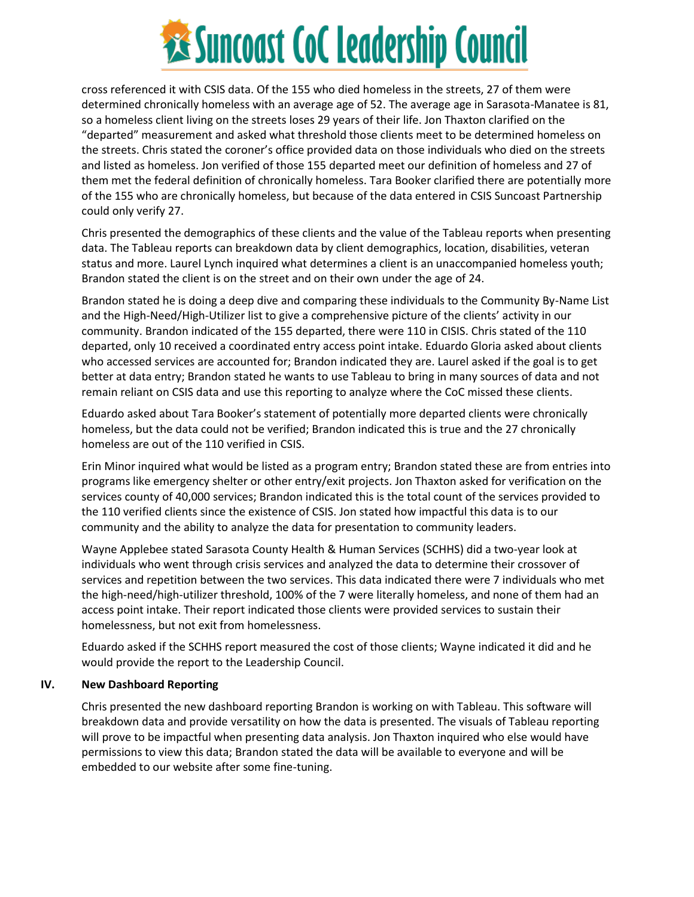cross referenced it with CSIS data. Of the 155 who died homeless in the streets, 27 of them were determined chronically homeless with an average age of 52. The average age in Sarasota-Manatee is 81, so a homeless client living on the streets loses 29 years of their life. Jon Thaxton clarified on the "departed" measurement and asked what threshold those clients meet to be determined homeless on the streets. Chris stated the coroner's office provided data on those individuals who died on the streets and listed as homeless. Jon verified of those 155 departed meet our definition of homeless and 27 of them met the federal definition of chronically homeless. Tara Booker clarified there are potentially more of the 155 who are chronically homeless, but because of the data entered in CSIS Suncoast Partnership could only verify 27.

Chris presented the demographics of these clients and the value of the Tableau reports when presenting data. The Tableau reports can breakdown data by client demographics, location, disabilities, veteran status and more. Laurel Lynch inquired what determines a client is an unaccompanied homeless youth; Brandon stated the client is on the street and on their own under the age of 24.

Brandon stated he is doing a deep dive and comparing these individuals to the Community By-Name List and the High-Need/High-Utilizer list to give a comprehensive picture of the clients' activity in our community. Brandon indicated of the 155 departed, there were 110 in CISIS. Chris stated of the 110 departed, only 10 received a coordinated entry access point intake. Eduardo Gloria asked about clients who accessed services are accounted for; Brandon indicated they are. Laurel asked if the goal is to get better at data entry; Brandon stated he wants to use Tableau to bring in many sources of data and not remain reliant on CSIS data and use this reporting to analyze where the CoC missed these clients.

Eduardo asked about Tara Booker's statement of potentially more departed clients were chronically homeless, but the data could not be verified; Brandon indicated this is true and the 27 chronically homeless are out of the 110 verified in CSIS.

Erin Minor inquired what would be listed as a program entry; Brandon stated these are from entries into programs like emergency shelter or other entry/exit projects. Jon Thaxton asked for verification on the services county of 40,000 services; Brandon indicated this is the total count of the services provided to the 110 verified clients since the existence of CSIS. Jon stated how impactful this data is to our community and the ability to analyze the data for presentation to community leaders.

Wayne Applebee stated Sarasota County Health & Human Services (SCHHS) did a two-year look at individuals who went through crisis services and analyzed the data to determine their crossover of services and repetition between the two services. This data indicated there were 7 individuals who met the high-need/high-utilizer threshold, 100% of the 7 were literally homeless, and none of them had an access point intake. Their report indicated those clients were provided services to sustain their homelessness, but not exit from homelessness.

Eduardo asked if the SCHHS report measured the cost of those clients; Wayne indicated it did and he would provide the report to the Leadership Council.

## IV. New Dashboard Reporting

Chris presented the new dashboard reporting Brandon is working on with Tableau. This software will breakdown data and provide versatility on how the data is presented. The visuals of Tableau reporting will prove to be impactful when presenting data analysis. Jon Thaxton inquired who else would have permissions to view this data; Brandon stated the data will be available to everyone and will be embedded to our website after some fine-tuning.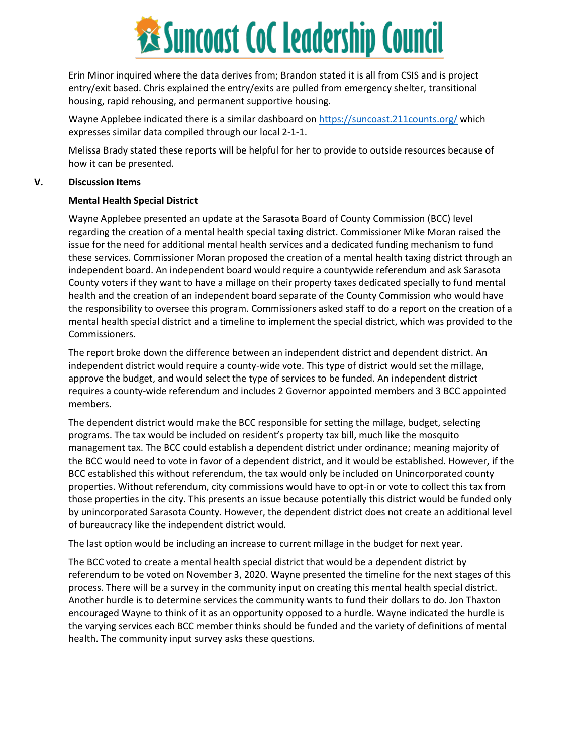Erin Minor inquired where the data derives from; Brandon stated it is all from CSIS and is project entry/exit based. Chris explained the entry/exits are pulled from emergency shelter, transitional housing, rapid rehousing, and permanent supportive housing.

Wayne Applebee indicated there is a similar dashboard on https://suncoast.211counts.org/ which expresses similar data compiled through our local 2-1-1.

Melissa Brady stated these reports will be helpful for her to provide to outside resources because of how it can be presented.

**V. Discussion Items**

**Mental Health Special District**

Wayne Applebee presented an update at the Sarasota Board of County Commission (BCC) level regarding the creation of a mental health special taxing district. Commissioner Mike Moran raised the issue for the need for additional mental health services and a dedicated funding mechanism to fund these services. Commissioner Moran proposed the creation of a mental health taxing district through an independent board. An independent board would require a countywide referendum and ask Sarasota County voters if they want to have a millage on their property taxes dedicated specially to fund mental health and the creation of an independent board separate of the County Commission who would have the responsibility to oversee this program. Commissioners asked staff to do a report on the creation of a mental health special district and a timeline to implement the special district, which was provided to the Commissioners.

The report broke down the difference between an independent district and dependent district. An independent district would require a county-wide vote. This type of district would set the millage, approve the budget, and would select the type of services to be funded. An independent district requires a county-wide referendum and includes 2 Governor appointed members and 3 BCC appointed members.

The dependent district would make the BCC responsible for setting the millage, budget, selecting programs. The tax would be included on resident's property tax bill, much like the mosquito management tax. The BCC could establish a dependent district under ordinance; meaning majority of the BCC would need to vote in favor of a dependent district, and it would be established. However, if the BCC established this without referendum, the tax would only be included on Unincorporated county properties. Without referendum, city commissions would have to opt-in or vote to collect this tax from those properties in the city. This presents an issue because potentially this district would be funded only by unincorporated Sarasota County. However, the dependent district does not create an additional level of bureaucracy like the independent district would.

The last option would be including an increase to current millage in the budget for next year.

The BCC voted to create a mental health special district that would be a dependent district by referendum to be voted on November 3, 2020. Wayne presented the timeline for the next stages of this process. There will be a survey in the community input on creating this mental health special district. Another hurdle is to determine services the community wants to fund their dollars to do. Jon Thaxton encouraged Wayne to think of it as an opportunity opposed to a hurdle. Wayne indicated the hurdle is the varying services each BCC member thinks should be funded and the variety of definitions of mental health. The community input survey asks these questions.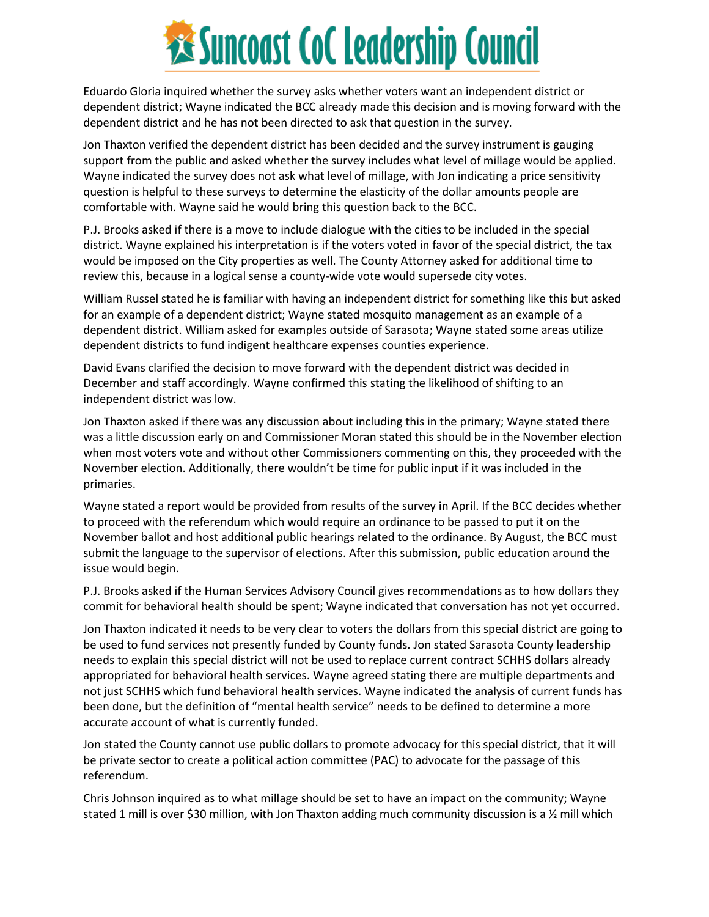Eduardo Gloria inquired whether the survey asks whether voters want an independent district or dependent district; Wayne indicated the BCC already made this decision and is moving forward with the dependent district and he has not been directed to ask that question in the survey.

Jon Thaxton verified the dependent district has been decided and the survey instrument is gauging support from the public and asked whether the survey includes what level of millage would be applied. Wayne indicated the survey does not ask what level of millage, with Jon indicating a price sensitivity question is helpful to these surveys to determine the elasticity of the dollar amounts people are comfortable with. Wayne said he would bring this question back to the BCC.

P.J. Brooks asked if there is a move to include dialogue with the cities to be included in the special district. Wayne explained his interpretation is if the voters voted in favor of the special district, the tax would be imposed on the City properties as well. The County Attorney asked for additional time to review this, because in a logical sense a county-wide vote would supersede city votes.

William Russel stated he is familiar with having an independent district for something like this but asked for an example of a dependent district; Wayne stated mosquito management as an example of a dependent district. William asked for examples outside of Sarasota; Wayne stated some areas utilize dependent districts to fund indigent healthcare expenses counties experience.

David Evans clarified the decision to move forward with the dependent district was decided in December and staff accordingly. Wayne confirmed this stating the likelihood of shifting to an independent district was low.

Jon Thaxton asked if there was any discussion about including this in the primary; Wayne stated there was a little discussion early on and Commissioner Moran stated this should be in the November election when most voters vote and without other Commissioners commenting on this, they proceeded with the November election. Additionally, there wouldn't be time for public input if it was included in the primaries.

Wayne stated a report would be provided from results of the survey in April. If the BCC decides whether to proceed with the referendum which would require an ordinance to be passed to put it on the November ballot and host additional public hearings related to the ordinance. By August, the BCC must submit the language to the supervisor of elections. After this submission, public education around the issue would begin.

P.J. Brooks asked if the Human Services Advisory Council gives recommendations as to how dollars they commit for behavioral health should be spent; Wayne indicated that conversation has not yet occurred.

Jon Thaxton indicated it needs to be very clear to voters the dollars from this special district are going to be used to fund services not presently funded by County funds. Jon stated Sarasota County leadership needs to explain this special district will not be used to replace current contract SCHHS dollars already appropriated for behavioral health services. Wayne agreed stating there are multiple departments and not just SCHHS which fund behavioral health services. Wayne indicated the analysis of current funds has been done, but the definition of "mental health service" needs to be defined to determine a more accurate account of what is currently funded.

Jon stated the County cannot use public dollars to promote advocacy for this special district, that it will be private sector to create a political action committee (PAC) to advocate for the passage of this referendum.

Chris Johnson inquired as to what millage should be set to have an impact on the community; Wayne stated 1 mill is over $30 million, with Jon Thaxton adding much community discussion is a ½ mill which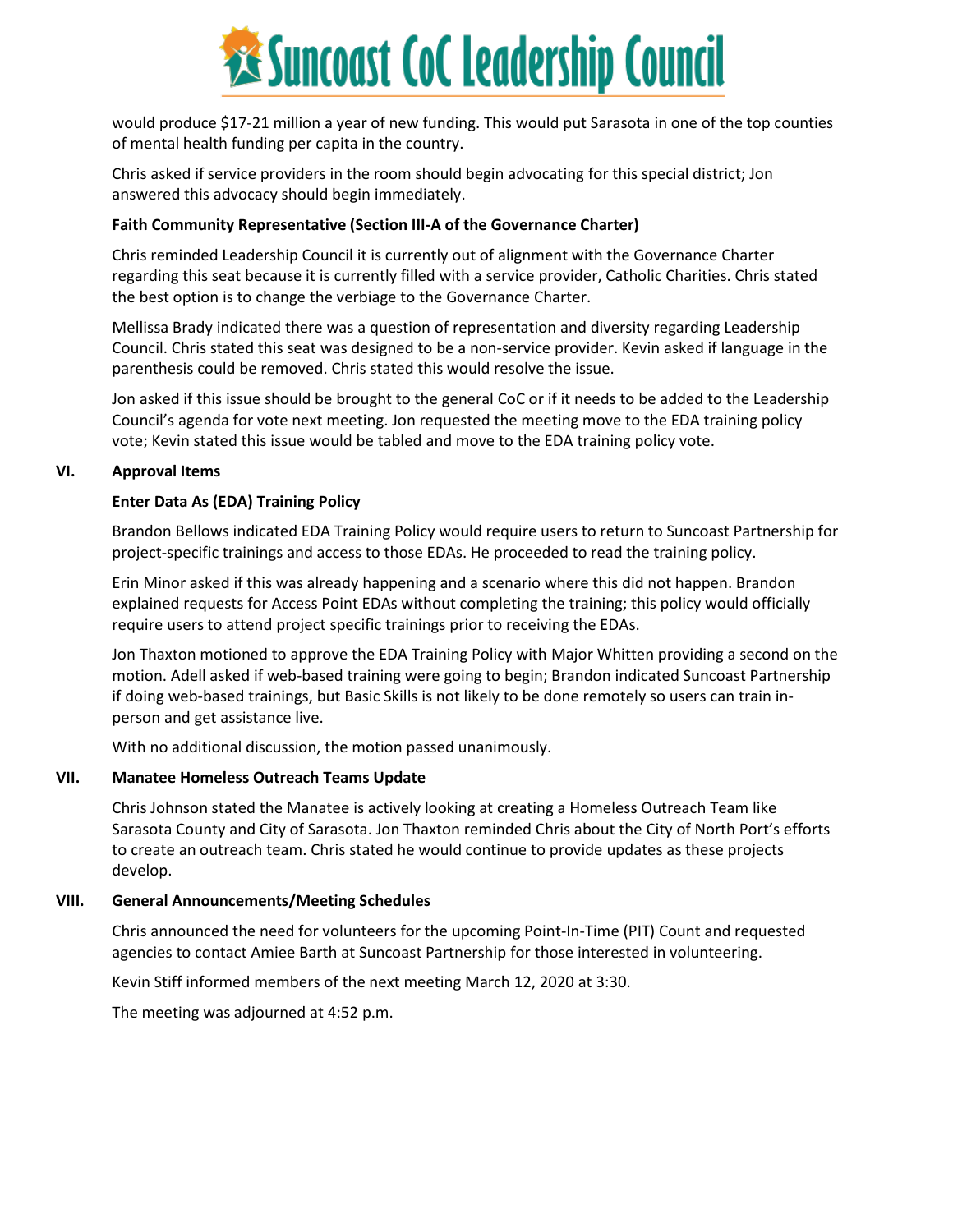would produce $17-21 million a year of new funding. This would put Sarasota in one of the top counties of mental health funding per capita in the country.

Chris asked if service providers in the room should begin advocating for this special district; Jon answered this advocacy should begin immediately.

**Faith Community Representative (Section III-A of the Governance Charter)**

Chris reminded Leadership Council it is currently out of alignment with the Governance Charter regarding this seat because it is currently filled with a service provider, Catholic Charities. Chris stated the best option is to change the verbiage to the Governance Charter.

Mellissa Brady indicated there was a question of representation and diversity regarding Leadership Council. Chris stated this seat was designed to be a non-service provider. Kevin asked if language in the parenthesis could be removed. Chris stated this would resolve the issue.

Jon asked if this issue should be brought to the general CoC or if it needs to be added to the Leadership Council's agenda for vote next meeting. Jon requested the meeting move to the EDA training policy vote; Kevin stated this issue would be tabled and move to the EDA training policy vote.

## VI. Approval Items

**Enter Data As (EDA) Training Policy**

Brandon Bellows indicated EDA Training Policy would require users to return to Suncoast Partnership for project-specific trainings and access to those EDAs. He proceeded to read the training policy.

Erin Minor asked if this was already happening and a scenario where this did not happen. Brandon explained requests for Access Point EDAs without completing the training; this policy would officially require users to attend project specific trainings prior to receiving the EDAs.

Jon Thaxton motioned to approve the EDA Training Policy with Major Whitten providing a second on the motion. Adell asked if web-based training were going to begin; Brandon indicated Suncoast Partnership if doing web-based trainings, but Basic Skills is not likely to be done remotely so users can train in-person and get assistance live.

With no additional discussion, the motion passed unanimously.

## VII. Manatee Homeless Outreach Teams Update

Chris Johnson stated the Manatee is actively looking at creating a Homeless Outreach Team like Sarasota County and City of Sarasota. Jon Thaxton reminded Chris about the City of North Port's efforts to create an outreach team. Chris stated he would continue to provide updates as these projects develop.

## VIII. General Announcements/Meeting Schedules

Chris announced the need for volunteers for the upcoming Point-In-Time (PIT) Count and requested agencies to contact Amiee Barth at Suncoast Partnership for those interested in volunteering.

Kevin Stiff informed members of the next meeting March 12, 2020 at 3:30.

The meeting was adjourned at 4:52 p.m.